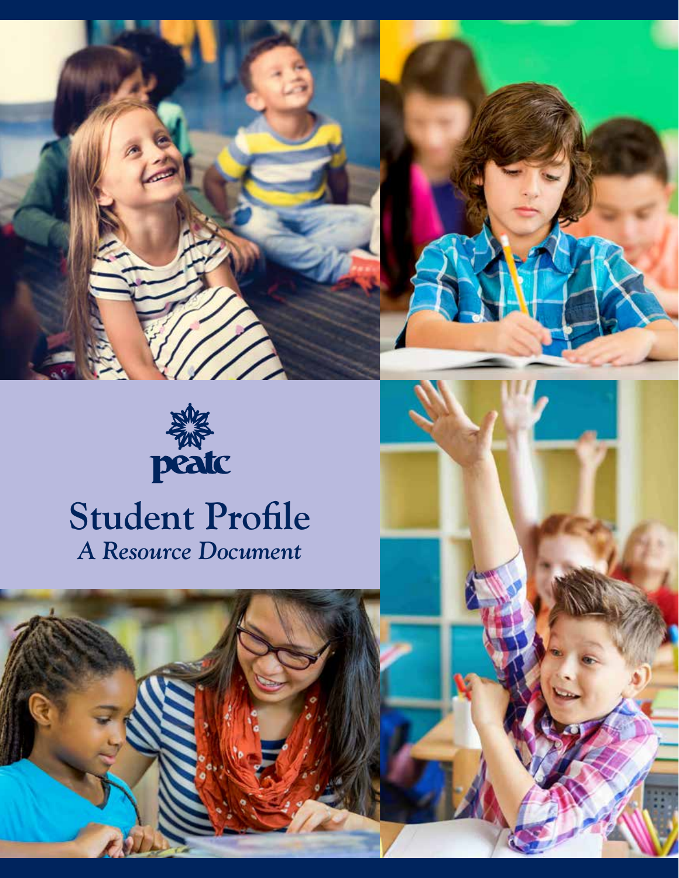peatc

# Student Profile

## *A Resource Document*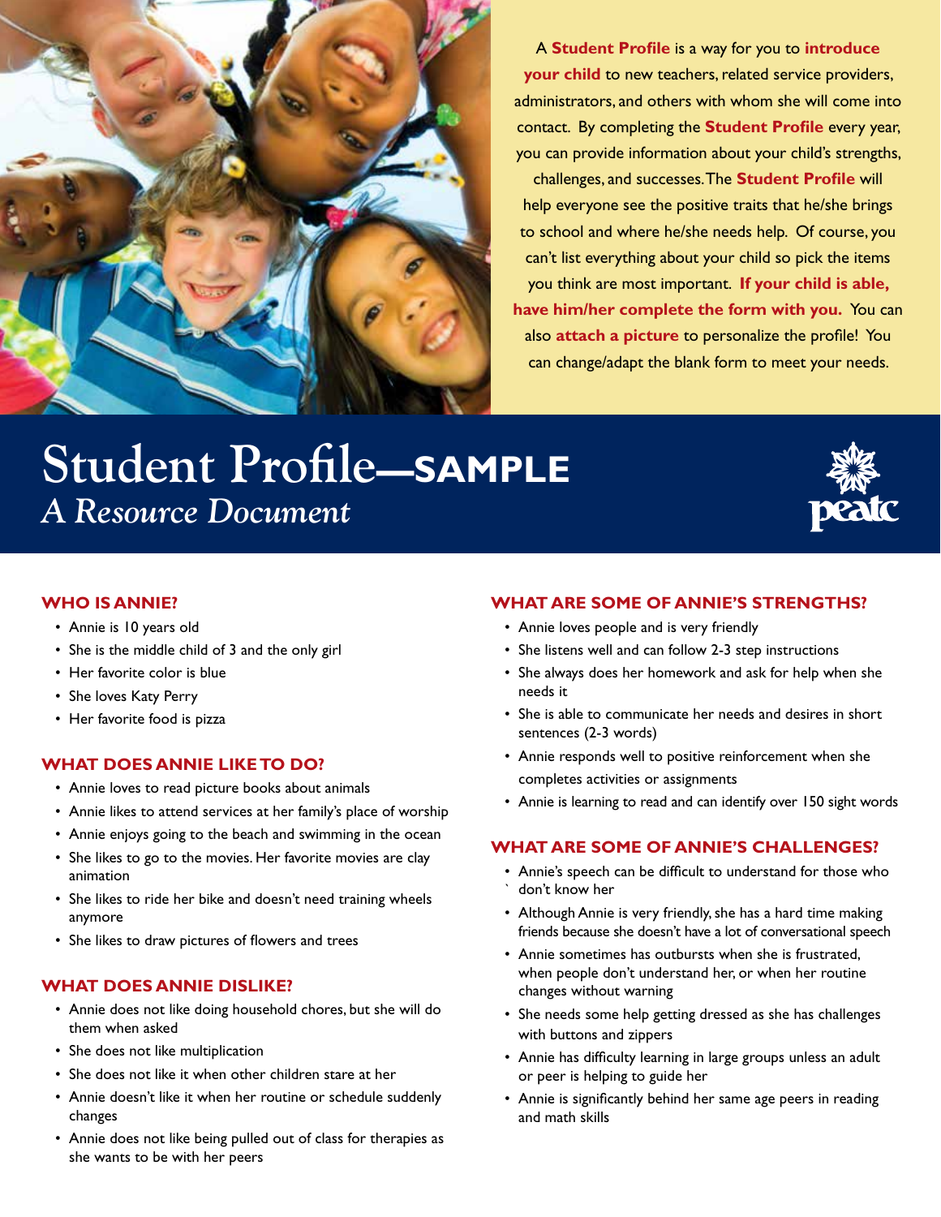A **Student Profile** is a way for you to **introduce your child** to new teachers, related service providers, administrators, and others with whom she will come into contact. By completing the **Student Profile** every year, you can provide information about your child's strengths, challenges, and successes. The **Student Profile** will help everyone see the positive traits that he/she brings to school and where he/she needs help. Of course, you can't list everything about your child so pick the items you think are most important. **If your child is able, have him/her complete the form with you.** You can also **attach a picture** to personalize the profile! You can change/adapt the blank form to meet your needs.

# Student Profile—SAMPLE

*A Resource Document*

peatc

## WHO IS ANNIE?

- Annie is 10 years old
- She is the middle child of 3 and the only girl
- Her favorite color is blue
- She loves Katy Perry
- Her favorite food is pizza

## WHAT DOES ANNIE LIKE TO DO?

- Annie loves to read picture books about animals
- Annie likes to attend services at her family's place of worship
- Annie enjoys going to the beach and swimming in the ocean
- She likes to go to the movies. Her favorite movies are clay animation
- She likes to ride her bike and doesn't need training wheels anymore
- She likes to draw pictures of flowers and trees

## WHAT DOES ANNIE DISLIKE?

- Annie does not like doing household chores, but she will do them when asked
- She does not like multiplication
- She does not like it when other children stare at her
- Annie doesn't like it when her routine or schedule suddenly changes
- Annie does not like being pulled out of class for therapies as she wants to be with her peers

## WHAT ARE SOME OF ANNIE'S STRENGTHS?

- Annie loves people and is very friendly
- She listens well and can follow 2-3 step instructions
- She always does her homework and ask for help when she needs it
- She is able to communicate her needs and desires in short sentences (2-3 words)
- Annie responds well to positive reinforcement when she completes activities or assignments
- Annie is learning to read and can identify over 150 sight words

## WHAT ARE SOME OF ANNIE'S CHALLENGES?

- Annie's speech can be difficult to understand for those who don't know her
- Although Annie is very friendly, she has a hard time making friends because she doesn't have a lot of conversational speech
- Annie sometimes has outbursts when she is frustrated, when people don't understand her, or when her routine changes without warning
- She needs some help getting dressed as she has challenges with buttons and zippers
- Annie has difficulty learning in large groups unless an adult or peer is helping to guide her
- Annie is significantly behind her same age peers in reading and math skills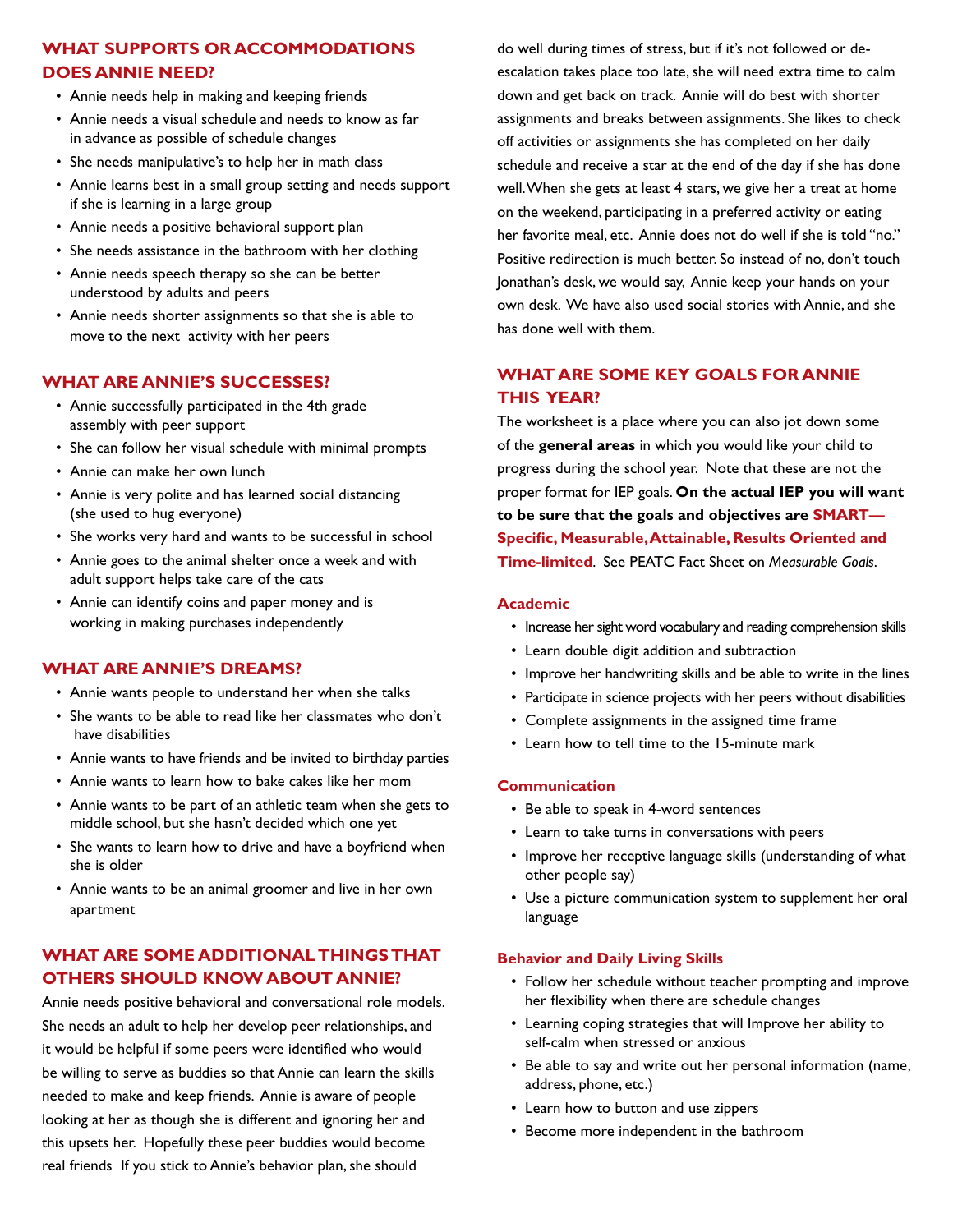## WHAT SUPPORTS OR ACCOMMODATIONS DOES ANNIE NEED?

- Annie needs help in making and keeping friends
- Annie needs a visual schedule and needs to know as far in advance as possible of schedule changes
- She needs manipulative's to help her in math class
- Annie learns best in a small group setting and needs support if she is learning in a large group
- Annie needs a positive behavioral support plan
- She needs assistance in the bathroom with her clothing
- Annie needs speech therapy so she can be better understood by adults and peers
- Annie needs shorter assignments so that she is able to move to the next activity with her peers

## WHAT ARE ANNIE'S SUCCESSES?

- Annie successfully participated in the 4th grade assembly with peer support
- She can follow her visual schedule with minimal prompts
- Annie can make her own lunch
- Annie is very polite and has learned social distancing (she used to hug everyone)
- She works very hard and wants to be successful in school
- Annie goes to the animal shelter once a week and with adult support helps take care of the cats
- Annie can identify coins and paper money and is working in making purchases independently

## WHAT ARE ANNIE'S DREAMS?

- Annie wants people to understand her when she talks
- She wants to be able to read like her classmates who don't have disabilities
- Annie wants to have friends and be invited to birthday parties
- Annie wants to learn how to bake cakes like her mom
- Annie wants to be part of an athletic team when she gets to middle school, but she hasn't decided which one yet
- She wants to learn how to drive and have a boyfriend when she is older
- Annie wants to be an animal groomer and live in her own apartment

## WHAT ARE SOME ADDITIONAL THINGS THAT OTHERS SHOULD KNOW ABOUT ANNIE?

Annie needs positive behavioral and conversational role models. She needs an adult to help her develop peer relationships, and it would be helpful if some peers were identified who would be willing to serve as buddies so that Annie can learn the skills needed to make and keep friends. Annie is aware of people looking at her as though she is different and ignoring her and this upsets her. Hopefully these peer buddies would become real friends If you stick to Annie's behavior plan, she should do well during times of stress, but if it's not followed or de-escalation takes place too late, she will need extra time to calm down and get back on track. Annie will do best with shorter assignments and breaks between assignments. She likes to check off activities or assignments she has completed on her daily schedule and receive a star at the end of the day if she has done well. When she gets at least 4 stars, we give her a treat at home on the weekend, participating in a preferred activity or eating her favorite meal, etc. Annie does not do well if she is told "no." Positive redirection is much better. So instead of no, don't touch Jonathan's desk, we would say, Annie keep your hands on your own desk. We have also used social stories with Annie, and she has done well with them.

## WHAT ARE SOME KEY GOALS FOR ANNIE THIS YEAR?

The worksheet is a place where you can also jot down some of the **general areas** in which you would like your child to progress during the school year. Note that these are not the proper format for IEP goals. **On the actual IEP you will want to be sure that the goals and objectives are SMART— Specific, Measurable, Attainable, Results Oriented and Time-limited**. See PEATC Fact Sheet on *Measurable Goals*.

### Academic

- Increase her sight word vocabulary and reading comprehension skills
- Learn double digit addition and subtraction
- Improve her handwriting skills and be able to write in the lines
- Participate in science projects with her peers without disabilities
- Complete assignments in the assigned time frame
- Learn how to tell time to the 15-minute mark

### Communication

- Be able to speak in 4-word sentences
- Learn to take turns in conversations with peers
- Improve her receptive language skills (understanding of what other people say)
- Use a picture communication system to supplement her oral language

### Behavior and Daily Living Skills

- Follow her schedule without teacher prompting and improve her flexibility when there are schedule changes
- Learning coping strategies that will Improve her ability to self-calm when stressed or anxious
- Be able to say and write out her personal information (name, address, phone, etc.)
- Learn how to button and use zippers
- Become more independent in the bathroom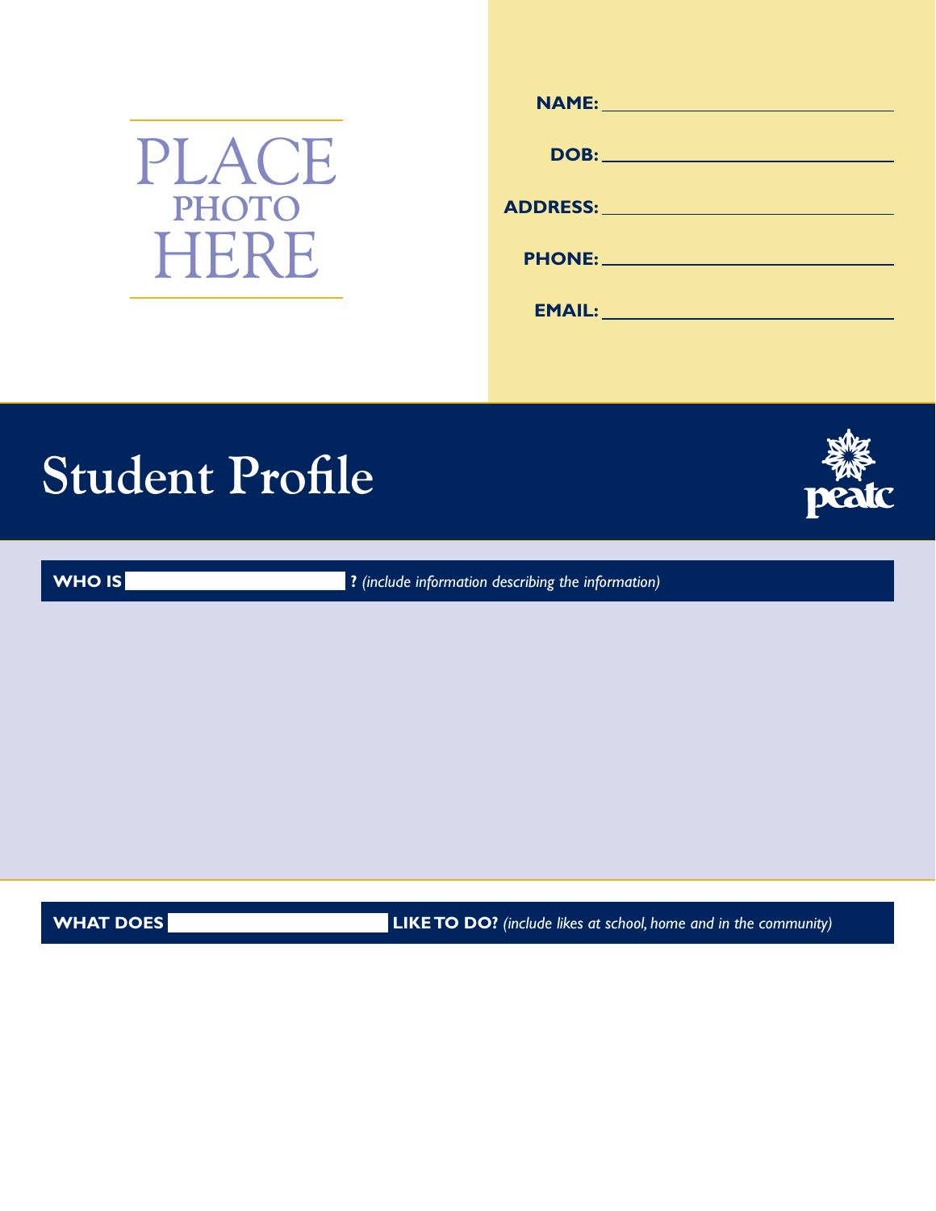PLACE PHOTO HERE

**NAME:** ______________________________

**DOB:** ______________________________

**ADDRESS:** ______________________________

**PHONE:** ______________________________

**EMAIL:** ______________________________

# Student Profile

peatc

**WHO IS** ____________________ **?** *(include information describing the information)*

**WHAT DOES** ____________________ **LIKE TO DO?** *(include likes at school, home and in the community)*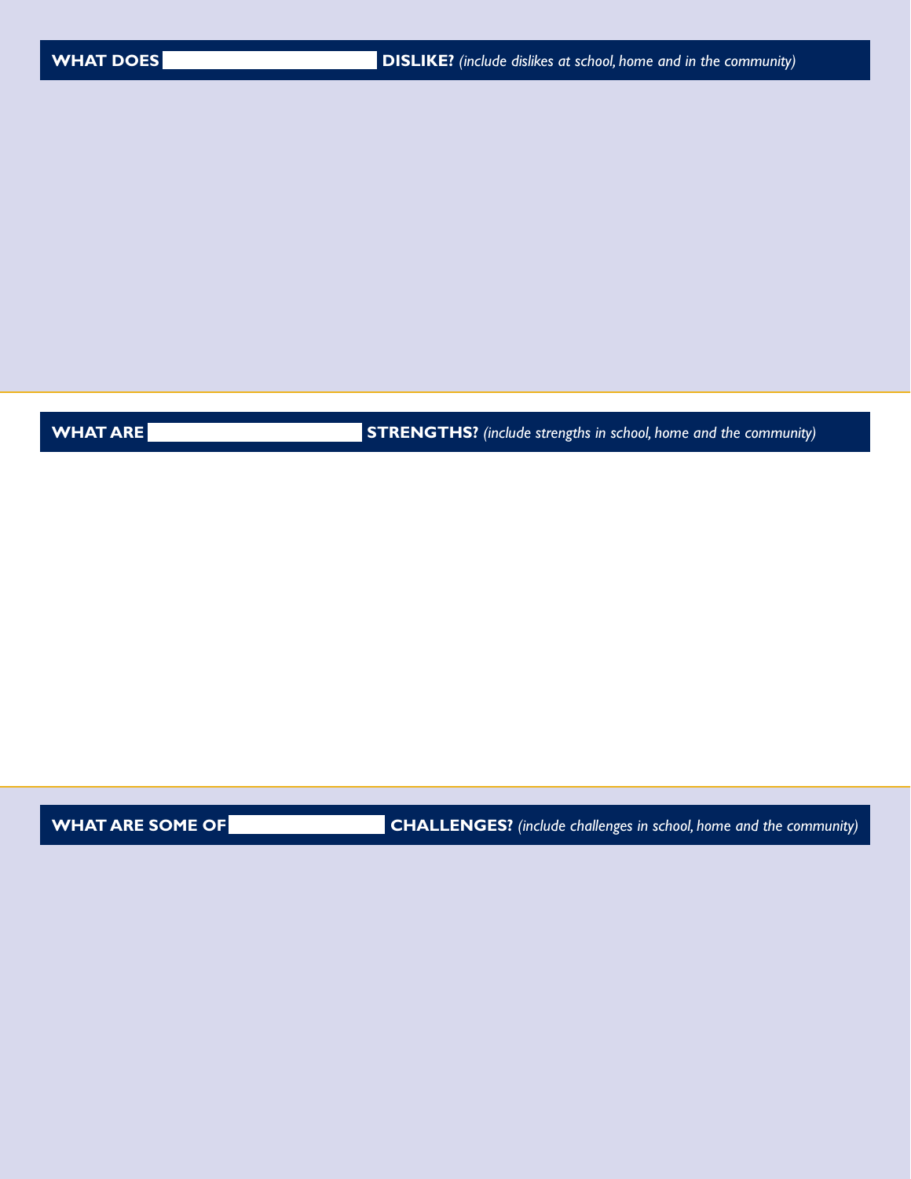## WHAT DOES \_\_\_\_\_\_\_\_\_\_\_\_\_\_\_\_\_\_\_\_ DISLIKE? *(include dislikes at school, home and in the community)*

## WHAT ARE \_\_\_\_\_\_\_\_\_\_\_\_\_\_\_\_\_\_\_\_ STRENGTHS? *(include strengths in school, home and the community)*

## WHAT ARE SOME OF \_\_\_\_\_\_\_\_\_\_\_\_\_\_\_\_ CHALLENGES? *(include challenges in school, home and the community)*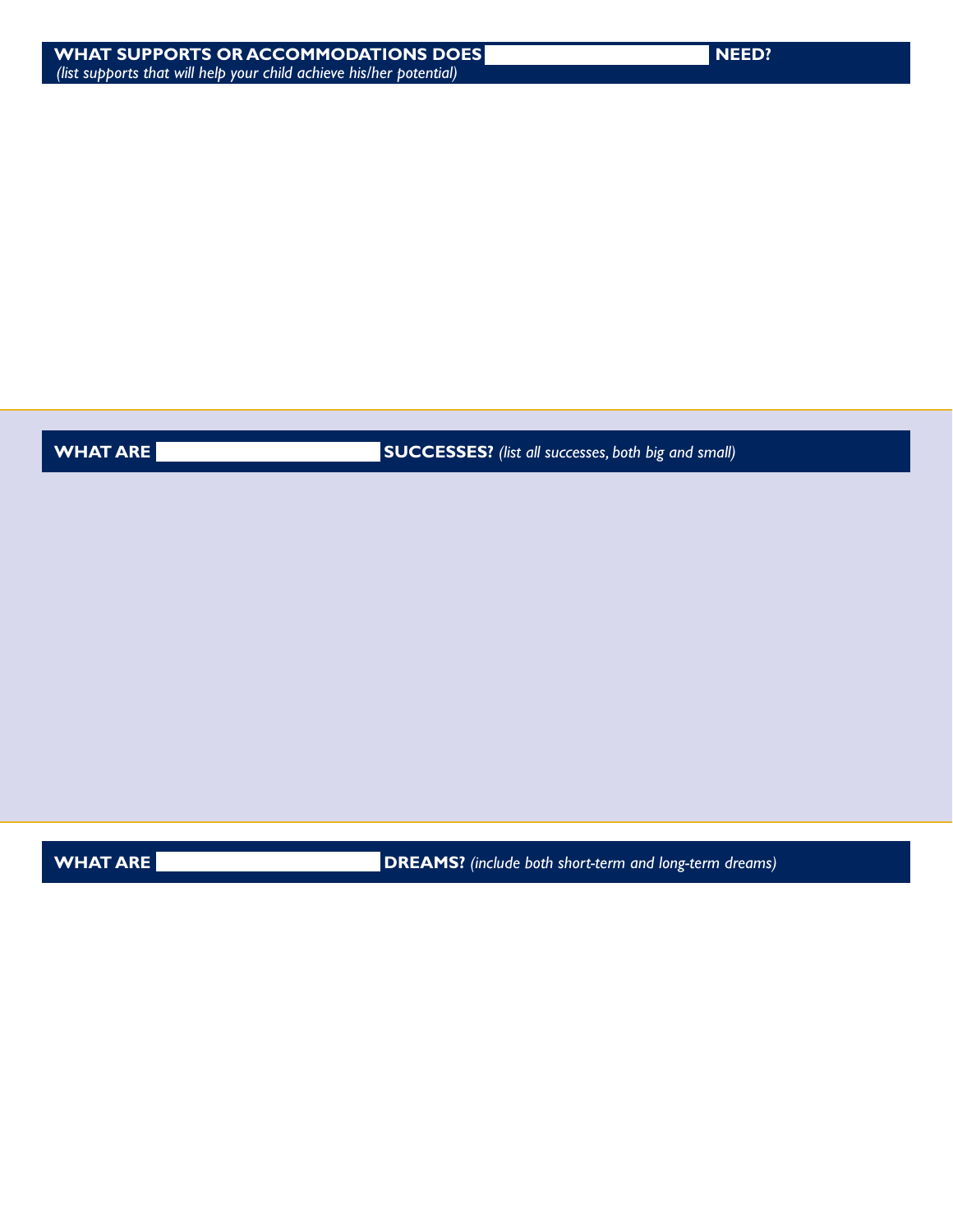## WHAT SUPPORTS OR ACCOMMODATIONS DOES ______________________ NEED?

*(list supports that will help your child achieve his/her potential)*

## WHAT ARE ______________________ SUCCESSES? *(list all successes, both big and small)*

## WHAT ARE ______________________ DREAMS? *(include both short-term and long-term dreams)*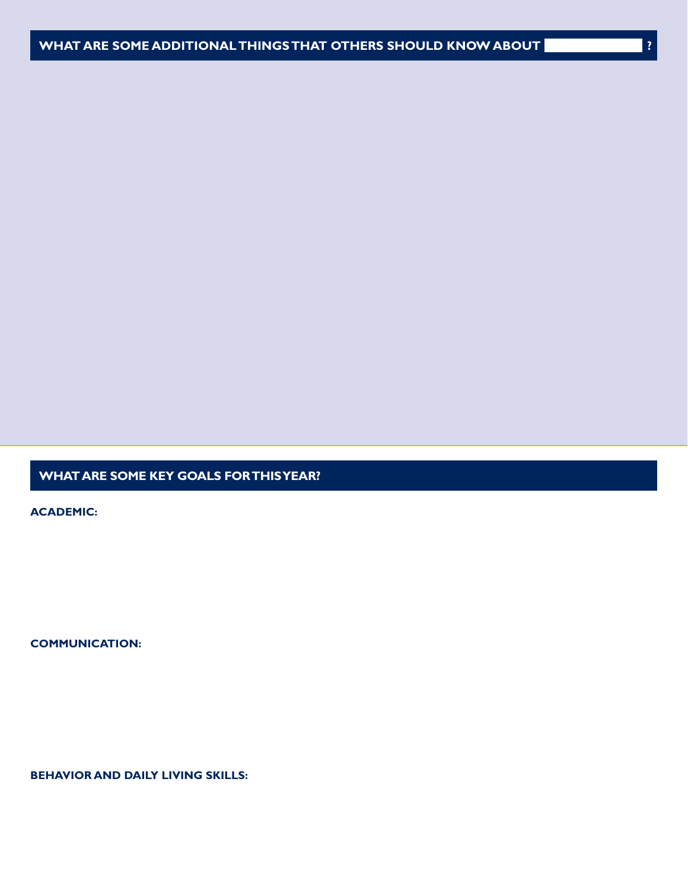## WHAT ARE SOME ADDITIONAL THINGS THAT OTHERS SHOULD KNOW ABOUT ______________ ?

## WHAT ARE SOME KEY GOALS FOR THIS YEAR?

**ACADEMIC:**

**COMMUNICATION:**

**BEHAVIOR AND DAILY LIVING SKILLS:**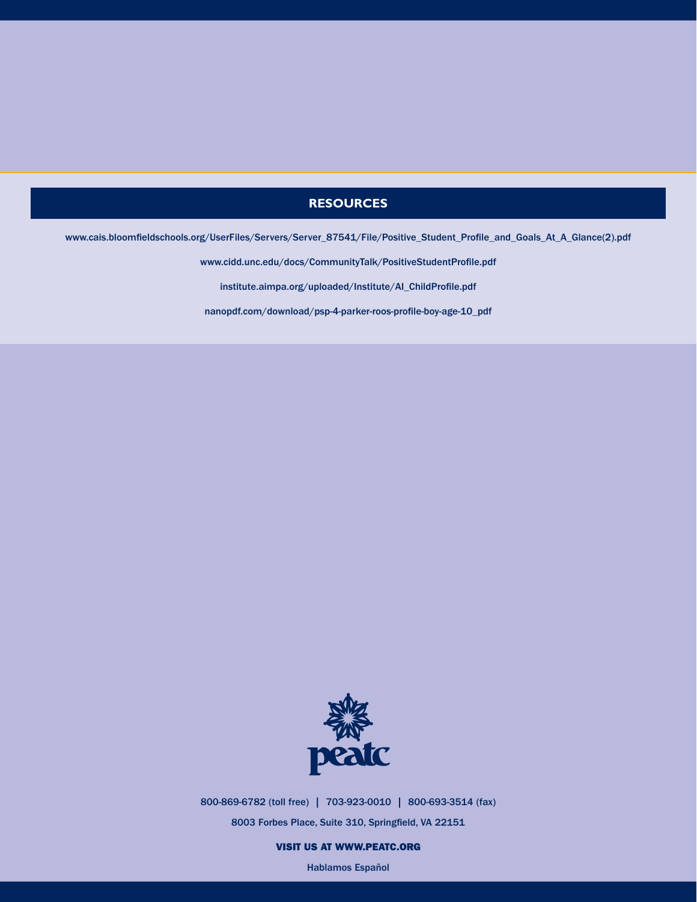## RESOURCES

www.cais.bloomfieldschools.org/UserFiles/Servers/Server_87541/File/Positive_Student_Profile_and_Goals_At_A_Glance(2).pdf

www.cidd.unc.edu/docs/CommunityTalk/PositiveStudentProfile.pdf

institute.aimpa.org/uploaded/Institute/AI_ChildProfile.pdf

nanopdf.com/download/psp-4-parker-roos-profile-boy-age-10_pdf

peatc

800-869-6782 (toll free) | 703-923-0010 | 800-693-3514 (fax)

8003 Forbes Place, Suite 310, Springfield, VA 22151

**VISIT US AT WWW.PEATC.ORG**

Hablamos Español